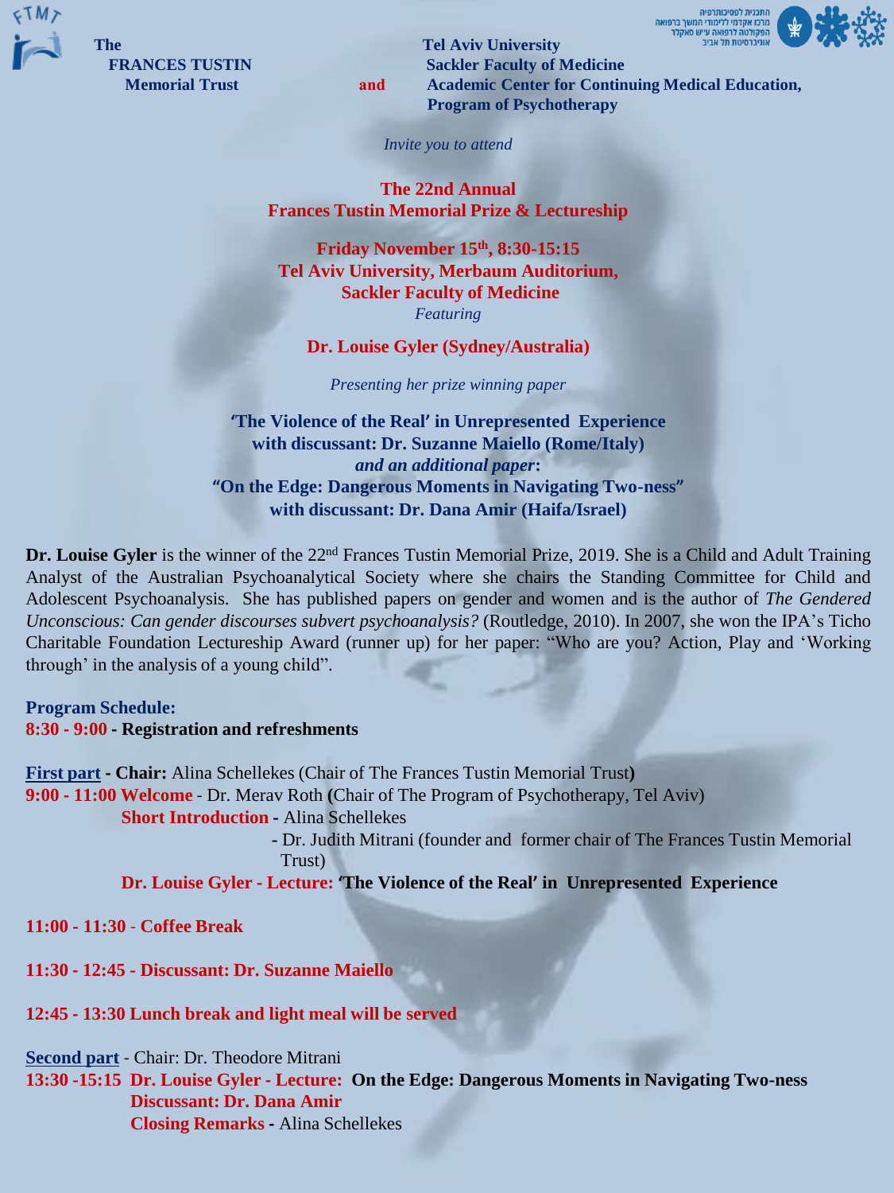The FRANCES TUSTIN Memorial Trust **and** Tel Aviv University, Sackler Faculty of Medicine, Academic Center for Continuing Medical Education, Program of Psychotherapy

התכנית לפסיכותרפיה
מרכז אקדמי ללימודי המשך ברפואה
הפקולטה לרפואה ע"ש סאקלר
אוניברסיטת תל אביב

*Invite you to attend*

# The 22nd Annual Frances Tustin Memorial Prize & Lectureship

**Friday November 15th, 8:30-15:15**
**Tel Aviv University, Merbaum Auditorium,**
**Sackler Faculty of Medicine**

*Featuring*

**Dr. Louise Gyler (Sydney/Australia)**

*Presenting her prize winning paper*

**'The Violence of the Real' in Unrepresented Experience**
**with discussant: Dr. Suzanne Maiello (Rome/Italy)**
***and an additional paper*:**
**"On the Edge: Dangerous Moments in Navigating Two-ness"**
**with discussant: Dr. Dana Amir (Haifa/Israel)**

**Dr. Louise Gyler** is the winner of the 22nd Frances Tustin Memorial Prize, 2019. She is a Child and Adult Training Analyst of the Australian Psychoanalytical Society where she chairs the Standing Committee for Child and Adolescent Psychoanalysis. She has published papers on gender and women and is the author of *The Gendered Unconscious: Can gender discourses subvert psychoanalysis?* (Routledge, 2010). In 2007, she won the IPA's Ticho Charitable Foundation Lectureship Award (runner up) for her paper: "Who are you? Action, Play and 'Working through' in the analysis of a young child".

**Program Schedule:**

**8:30 - 9:00 - Registration and refreshments**

**First part - Chair:** Alina Schellekes (Chair of The Frances Tustin Memorial Trust)

**9:00 - 11:00 Welcome** - Dr. Merav Roth (Chair of The Program of Psychotherapy, Tel Aviv)
**Short Introduction** - Alina Schellekes
- Dr. Judith Mitrani (founder and former chair of The Frances Tustin Memorial Trust)

**Dr. Louise Gyler - Lecture: 'The Violence of the Real' in Unrepresented Experience**

**11:00 - 11:30 - Coffee Break**

**11:30 - 12:45 - Discussant: Dr. Suzanne Maiello**

**12:45 - 13:30 Lunch break and light meal will be served**

**Second part** - Chair: Dr. Theodore Mitrani

**13:30 -15:15 Dr. Louise Gyler - Lecture: On the Edge: Dangerous Moments in Navigating Two-ness**
**Discussant: Dr. Dana Amir**
**Closing Remarks -** Alina Schellekes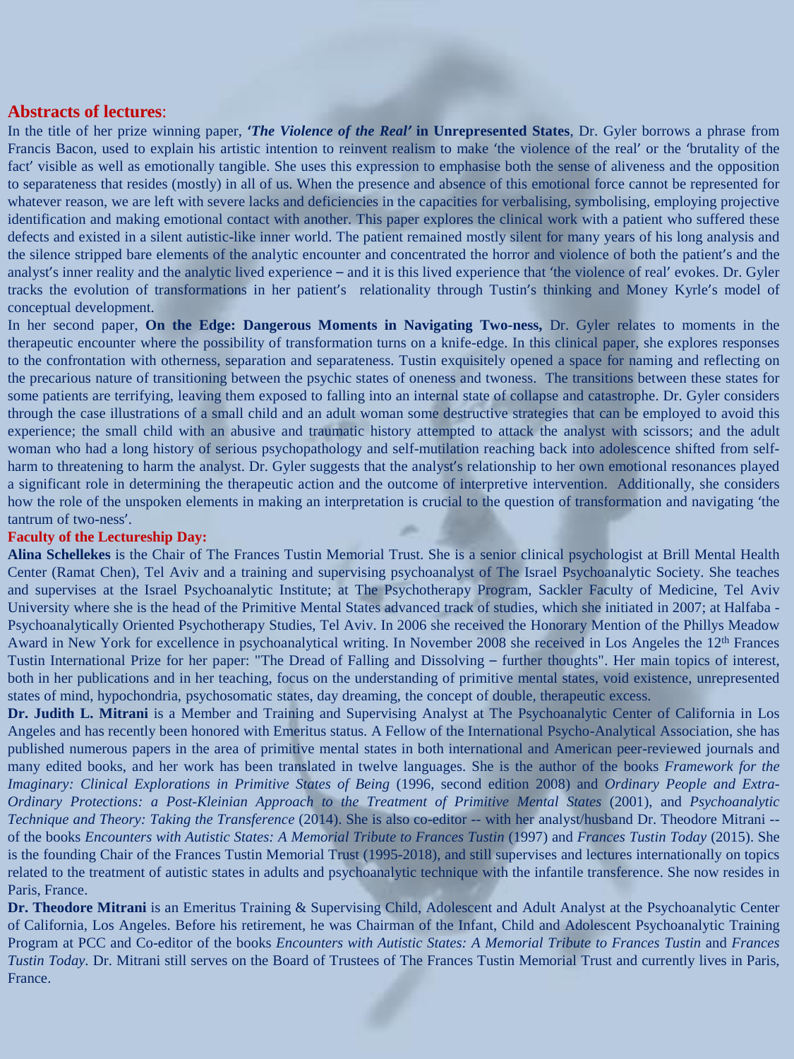## Abstracts of lectures:

In the title of her prize winning paper, **'*The Violence of the Real*' in Unrepresented States**, Dr. Gyler borrows a phrase from Francis Bacon, used to explain his artistic intention to reinvent realism to make 'the violence of the real' or the 'brutality of the fact' visible as well as emotionally tangible. She uses this expression to emphasise both the sense of aliveness and the opposition to separateness that resides (mostly) in all of us. When the presence and absence of this emotional force cannot be represented for whatever reason, we are left with severe lacks and deficiencies in the capacities for verbalising, symbolising, employing projective identification and making emotional contact with another. This paper explores the clinical work with a patient who suffered these defects and existed in a silent autistic-like inner world. The patient remained mostly silent for many years of his long analysis and the silence stripped bare elements of the analytic encounter and concentrated the horror and violence of both the patient's and the analyst's inner reality and the analytic lived experience – and it is this lived experience that 'the violence of real' evokes. Dr. Gyler tracks the evolution of transformations in her patient's relationality through Tustin's thinking and Money Kyrle's model of conceptual development.

In her second paper, **On the Edge: Dangerous Moments in Navigating Two-ness,** Dr. Gyler relates to moments in the therapeutic encounter where the possibility of transformation turns on a knife-edge. In this clinical paper, she explores responses to the confrontation with otherness, separation and separateness. Tustin exquisitely opened a space for naming and reflecting on the precarious nature of transitioning between the psychic states of oneness and twoness. The transitions between these states for some patients are terrifying, leaving them exposed to falling into an internal state of collapse and catastrophe. Dr. Gyler considers through the case illustrations of a small child and an adult woman some destructive strategies that can be employed to avoid this experience; the small child with an abusive and traumatic history attempted to attack the analyst with scissors; and the adult woman who had a long history of serious psychopathology and self-mutilation reaching back into adolescence shifted from self-harm to threatening to harm the analyst. Dr. Gyler suggests that the analyst's relationship to her own emotional resonances played a significant role in determining the therapeutic action and the outcome of interpretive intervention. Additionally, she considers how the role of the unspoken elements in making an interpretation is crucial to the question of transformation and navigating 'the tantrum of two-ness'.

### Faculty of the Lectureship Day:

**Alina Schellekes** is the Chair of The Frances Tustin Memorial Trust. She is a senior clinical psychologist at Brill Mental Health Center (Ramat Chen), Tel Aviv and a training and supervising psychoanalyst of The Israel Psychoanalytic Society. She teaches and supervises at the Israel Psychoanalytic Institute; at The Psychotherapy Program, Sackler Faculty of Medicine, Tel Aviv University where she is the head of the Primitive Mental States advanced track of studies, which she initiated in 2007; at Halfaba - Psychoanalytically Oriented Psychotherapy Studies, Tel Aviv. In 2006 she received the Honorary Mention of the Phillys Meadow Award in New York for excellence in psychoanalytical writing. In November 2008 she received in Los Angeles the 12th Frances Tustin International Prize for her paper: "The Dread of Falling and Dissolving – further thoughts". Her main topics of interest, both in her publications and in her teaching, focus on the understanding of primitive mental states, void existence, unrepresented states of mind, hypochondria, psychosomatic states, day dreaming, the concept of double, therapeutic excess.

**Dr. Judith L. Mitrani** is a Member and Training and Supervising Analyst at The Psychoanalytic Center of California in Los Angeles and has recently been honored with Emeritus status. A Fellow of the International Psycho-Analytical Association, she has published numerous papers in the area of primitive mental states in both international and American peer-reviewed journals and many edited books, and her work has been translated in twelve languages. She is the author of the books *Framework for the Imaginary: Clinical Explorations in Primitive States of Being* (1996, second edition 2008) and *Ordinary People and Extra-Ordinary Protections: a Post-Kleinian Approach to the Treatment of Primitive Mental States* (2001), and *Psychoanalytic Technique and Theory: Taking the Transference* (2014). She is also co-editor -- with her analyst/husband Dr. Theodore Mitrani -- of the books *Encounters with Autistic States: A Memorial Tribute to Frances Tustin* (1997) and *Frances Tustin Today* (2015). She is the founding Chair of the Frances Tustin Memorial Trust (1995-2018), and still supervises and lectures internationally on topics related to the treatment of autistic states in adults and psychoanalytic technique with the infantile transference. She now resides in Paris, France.

**Dr. Theodore Mitrani** is an Emeritus Training & Supervising Child, Adolescent and Adult Analyst at the Psychoanalytic Center of California, Los Angeles. Before his retirement, he was Chairman of the Infant, Child and Adolescent Psychoanalytic Training Program at PCC and Co-editor of the books *Encounters with Autistic States: A Memorial Tribute to Frances Tustin* and *Frances Tustin Today*. Dr. Mitrani still serves on the Board of Trustees of The Frances Tustin Memorial Trust and currently lives in Paris, France.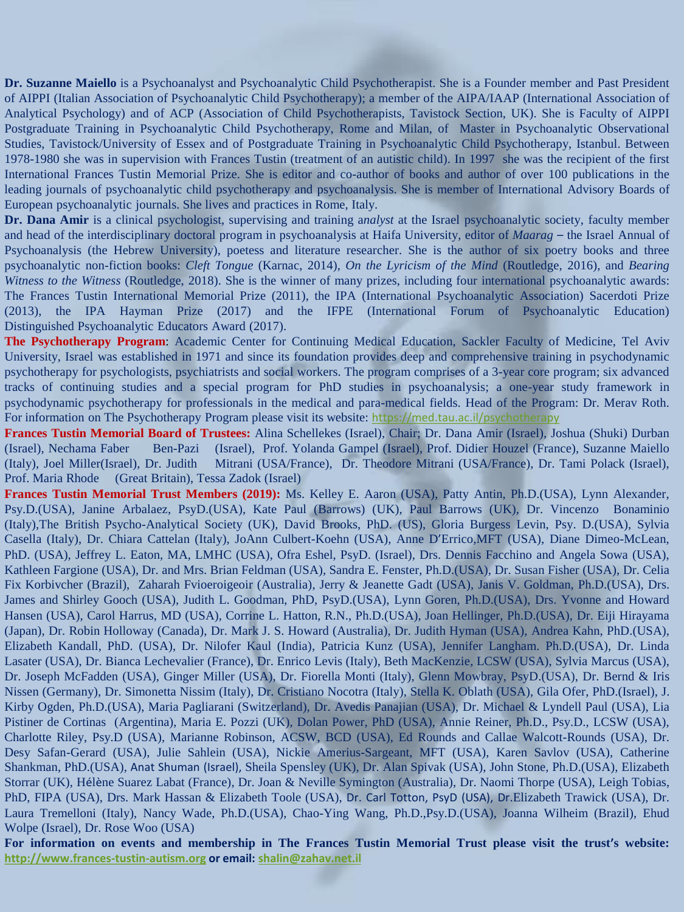**Dr. Suzanne Maiello** is a Psychoanalyst and Psychoanalytic Child Psychotherapist. She is a Founder member and Past President of AIPPI (Italian Association of Psychoanalytic Child Psychotherapy); a member of the AIPA/IAAP (International Association of Analytical Psychology) and of ACP (Association of Child Psychotherapists, Tavistock Section, UK). She is Faculty of AIPPI Postgraduate Training in Psychoanalytic Child Psychotherapy, Rome and Milan, of Master in Psychoanalytic Observational Studies, Tavistock/University of Essex and of Postgraduate Training in Psychoanalytic Child Psychotherapy, Istanbul. Between 1978-1980 she was in supervision with Frances Tustin (treatment of an autistic child). In 1997 she was the recipient of the first International Frances Tustin Memorial Prize. She is editor and co-author of books and author of over 100 publications in the leading journals of psychoanalytic child psychotherapy and psychoanalysis. She is member of International Advisory Boards of European psychoanalytic journals. She lives and practices in Rome, Italy.

**Dr. Dana Amir** is a clinical psychologist, supervising and training a*nalyst* at the Israel psychoanalytic society, faculty member and head of the interdisciplinary doctoral program in psychoanalysis at Haifa University, editor of *Maarag* – the Israel Annual of Psychoanalysis (the Hebrew University), poetess and literature researcher. She is the author of six poetry books and three psychoanalytic non-fiction books: *Cleft Tongue* (Karnac, 2014), *On the Lyricism of the Mind* (Routledge, 2016), and *Bearing Witness to the Witness* (Routledge, 2018). She is the winner of many prizes, including four international psychoanalytic awards: The Frances Tustin International Memorial Prize (2011), the IPA (International Psychoanalytic Association) Sacerdoti Prize (2013), the IPA Hayman Prize (2017) and the IFPE (International Forum of Psychoanalytic Education) Distinguished Psychoanalytic Educators Award (2017).

**The Psychotherapy Program**: Academic Center for Continuing Medical Education, Sackler Faculty of Medicine, Tel Aviv University, Israel was established in 1971 and since its foundation provides deep and comprehensive training in psychodynamic psychotherapy for psychologists, psychiatrists and social workers. The program comprises of a 3-year core program; six advanced tracks of continuing studies and a special program for PhD studies in psychoanalysis; a one-year study framework in psychodynamic psychotherapy for professionals in the medical and para-medical fields. Head of the Program: Dr. Merav Roth. For information on The Psychotherapy Program please visit its website: https://med.tau.ac.il/psychotherapy

**Frances Tustin Memorial Board of Trustees:** Alina Schellekes (Israel), Chair; Dr. Dana Amir (Israel), Joshua (Shuki) Durban (Israel), Nechama Faber Ben-Pazi (Israel), Prof. Yolanda Gampel (Israel), Prof. Didier Houzel (France), Suzanne Maiello (Italy), Joel Miller(Israel), Dr. Judith Mitrani (USA/France), Dr. Theodore Mitrani (USA/France), Dr. Tami Polack (Israel), Prof. Maria Rhode (Great Britain), Tessa Zadok (Israel)

**Frances Tustin Memorial Trust Members (2019):** Ms. Kelley E. Aaron (USA), Patty Antin, Ph.D.(USA), Lynn Alexander, Psy.D.(USA), Janine Arbalaez, PsyD.(USA), Kate Paul (Barrows) (UK), Paul Barrows (UK), Dr. Vincenzo Bonaminio (Italy),The British Psycho-Analytical Society (UK), David Brooks, PhD. (US), Gloria Burgess Levin, Psy. D.(USA), Sylvia Casella (Italy), Dr. Chiara Cattelan (Italy), JoAnn Culbert-Koehn (USA), Anne D'Errico,MFT (USA), Diane Dimeo-McLean, PhD. (USA), Jeffrey L. Eaton, MA, LMHC (USA), Ofra Eshel, PsyD. (Israel), Drs. Dennis Facchino and Angela Sowa (USA), Kathleen Fargione (USA), Dr. and Mrs. Brian Feldman (USA), Sandra E. Fenster, Ph.D.(USA), Dr. Susan Fisher (USA), Dr. Celia Fix Korbivcher (Brazil), Zaharah Fvioeroigeoir (Australia), Jerry & Jeanette Gadt (USA), Janis V. Goldman, Ph.D.(USA), Drs. James and Shirley Gooch (USA), Judith L. Goodman, PhD, PsyD.(USA), Lynn Goren, Ph.D.(USA), Drs. Yvonne and Howard Hansen (USA), Carol Harrus, MD (USA), Corrine L. Hatton, R.N., Ph.D.(USA), Joan Hellinger, Ph.D.(USA), Dr. Eiji Hirayama (Japan), Dr. Robin Holloway (Canada), Dr. Mark J. S. Howard (Australia), Dr. Judith Hyman (USA), Andrea Kahn, PhD.(USA), Elizabeth Kandall, PhD. (USA), Dr. Nilofer Kaul (India), Patricia Kunz (USA), Jennifer Langham. Ph.D.(USA), Dr. Linda Lasater (USA), Dr. Bianca Lechevalier (France), Dr. Enrico Levis (Italy), Beth MacKenzie, LCSW (USA), Sylvia Marcus (USA), Dr. Joseph McFadden (USA), Ginger Miller (USA), Dr. Fiorella Monti (Italy), Glenn Mowbray, PsyD.(USA), Dr. Bernd & Iris Nissen (Germany), Dr. Simonetta Nissim (Italy), Dr. Cristiano Nocotra (Italy), Stella K. Oblath (USA), Gila Ofer, PhD.(Israel), J. Kirby Ogden, Ph.D.(USA), Maria Pagliarani (Switzerland), Dr. Avedis Panajian (USA), Dr. Michael & Lyndell Paul (USA), Lia Pistiner de Cortinas (Argentina), Maria E. Pozzi (UK), Dolan Power, PhD (USA), Annie Reiner, Ph.D., Psy.D., LCSW (USA), Charlotte Riley, Psy.D (USA), Marianne Robinson, ACSW, BCD (USA), Ed Rounds and Callae Walcott-Rounds (USA), Dr. Desy Safan-Gerard (USA), Julie Sahlein (USA), Nickie Amerius-Sargeant, MFT (USA), Karen Savlov (USA), Catherine Shankman, PhD.(USA), Anat Shuman (Israel), Sheila Spensley (UK), Dr. Alan Spivak (USA), John Stone, Ph.D.(USA), Elizabeth Storrar (UK), Hélène Suarez Labat (France), Dr. Joan & Neville Symington (Australia), Dr. Naomi Thorpe (USA), Leigh Tobias, PhD, FIPA (USA), Drs. Mark Hassan & Elizabeth Toole (USA), Dr. Carl Totton, PsyD (USA), Dr.Elizabeth Trawick (USA), Dr. Laura Tremelloni (Italy), Nancy Wade, Ph.D.(USA), Chao-Ying Wang, Ph.D.,Psy.D.(USA), Joanna Wilheim (Brazil), Ehud Wolpe (Israel), Dr. Rose Woo (USA)

**For information on events and membership in The Frances Tustin Memorial Trust please visit the trust's website: http://www.frances-tustin-autism.org or email: shalin@zahav.net.il**